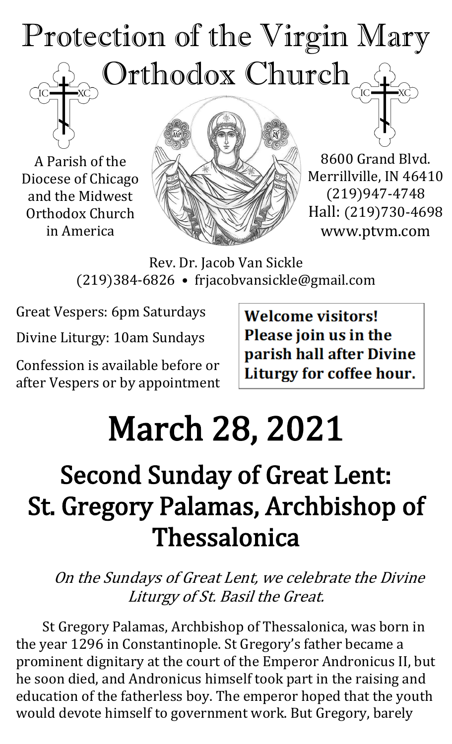# Protection of the Virgin Mary Orthodox Church

A Parish of the Diocese of Chicago and the Midwest Orthodox Church in America

8600 Grand Blvd.
Merrillville, IN 46410
(219)947-4748
Hall: (219)730-4698
www.ptvm.com

Rev. Dr. Jacob Van Sickle
(219)384-6826 • frjacobvansickle@gmail.com

Great Vespers: 6pm Saturdays

Divine Liturgy: 10am Sundays

Confession is available before or after Vespers or by appointment

**Welcome visitors! Please join us in the parish hall after Divine Liturgy for coffee hour.**

# March 28, 2021

## Second Sunday of Great Lent: St. Gregory Palamas, Archbishop of Thessalonica

*On the Sundays of Great Lent, we celebrate the Divine Liturgy of St. Basil the Great.*

St Gregory Palamas, Archbishop of Thessalonica, was born in the year 1296 in Constantinople. St Gregory's father became a prominent dignitary at the court of the Emperor Andronicus II, but he soon died, and Andronicus himself took part in the raising and education of the fatherless boy. The emperor hoped that the youth would devote himself to government work. But Gregory, barely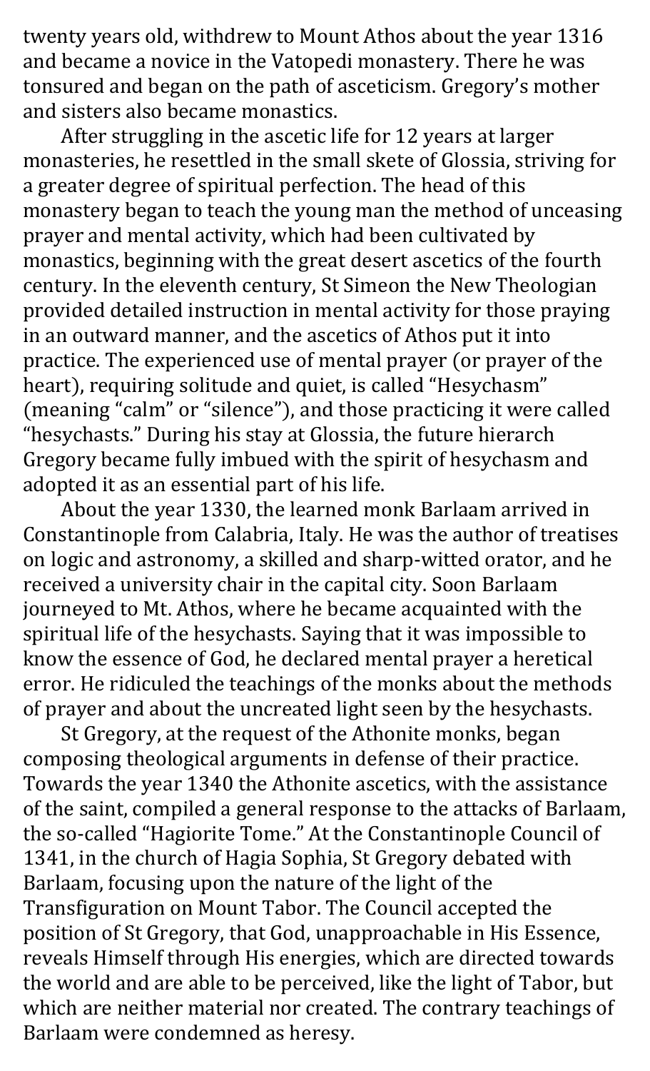twenty years old, withdrew to Mount Athos about the year 1316 and became a novice in the Vatopedi monastery. There he was tonsured and began on the path of asceticism. Gregory's mother and sisters also became monastics.

After struggling in the ascetic life for 12 years at larger monasteries, he resettled in the small skete of Glossia, striving for a greater degree of spiritual perfection. The head of this monastery began to teach the young man the method of unceasing prayer and mental activity, which had been cultivated by monastics, beginning with the great desert ascetics of the fourth century. In the eleventh century, St Simeon the New Theologian provided detailed instruction in mental activity for those praying in an outward manner, and the ascetics of Athos put it into practice. The experienced use of mental prayer (or prayer of the heart), requiring solitude and quiet, is called "Hesychasm" (meaning "calm" or "silence"), and those practicing it were called "hesychasts." During his stay at Glossia, the future hierarch Gregory became fully imbued with the spirit of hesychasm and adopted it as an essential part of his life.

About the year 1330, the learned monk Barlaam arrived in Constantinople from Calabria, Italy. He was the author of treatises on logic and astronomy, a skilled and sharp-witted orator, and he received a university chair in the capital city. Soon Barlaam journeyed to Mt. Athos, where he became acquainted with the spiritual life of the hesychasts. Saying that it was impossible to know the essence of God, he declared mental prayer a heretical error. He ridiculed the teachings of the monks about the methods of prayer and about the uncreated light seen by the hesychasts.

St Gregory, at the request of the Athonite monks, began composing theological arguments in defense of their practice. Towards the year 1340 the Athonite ascetics, with the assistance of the saint, compiled a general response to the attacks of Barlaam, the so-called "Hagiorite Tome." At the Constantinople Council of 1341, in the church of Hagia Sophia, St Gregory debated with Barlaam, focusing upon the nature of the light of the Transfiguration on Mount Tabor. The Council accepted the position of St Gregory, that God, unapproachable in His Essence, reveals Himself through His energies, which are directed towards the world and are able to be perceived, like the light of Tabor, but which are neither material nor created. The contrary teachings of Barlaam were condemned as heresy.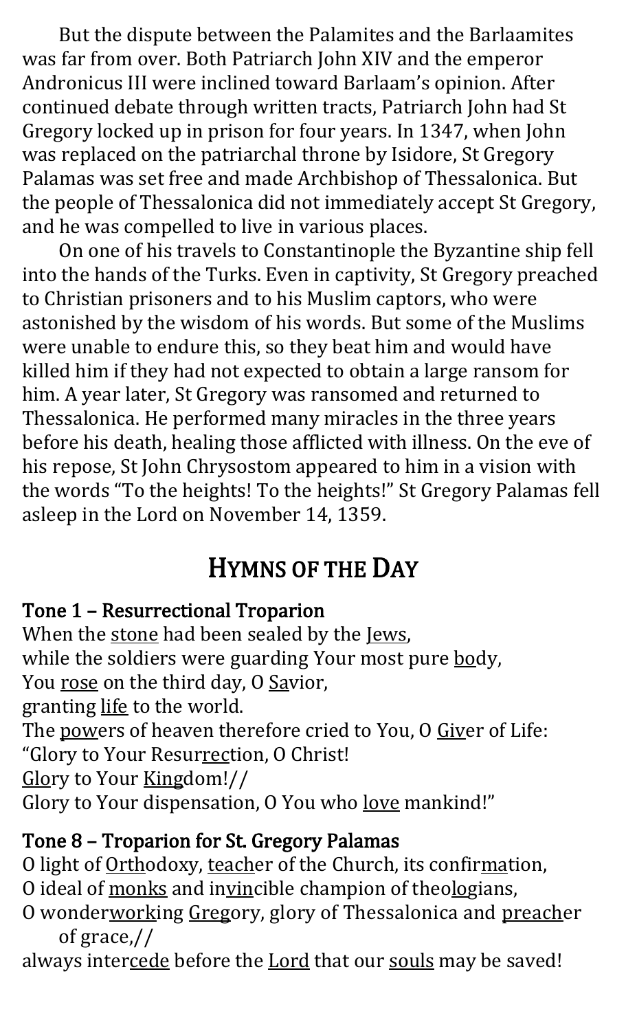But the dispute between the Palamites and the Barlaamites was far from over. Both Patriarch John XIV and the emperor Andronicus III were inclined toward Barlaam's opinion. After continued debate through written tracts, Patriarch John had St Gregory locked up in prison for four years. In 1347, when John was replaced on the patriarchal throne by Isidore, St Gregory Palamas was set free and made Archbishop of Thessalonica. But the people of Thessalonica did not immediately accept St Gregory, and he was compelled to live in various places.

On one of his travels to Constantinople the Byzantine ship fell into the hands of the Turks. Even in captivity, St Gregory preached to Christian prisoners and to his Muslim captors, who were astonished by the wisdom of his words. But some of the Muslims were unable to endure this, so they beat him and would have killed him if they had not expected to obtain a large ransom for him. A year later, St Gregory was ransomed and returned to Thessalonica. He performed many miracles in the three years before his death, healing those afflicted with illness. On the eve of his repose, St John Chrysostom appeared to him in a vision with the words "To the heights! To the heights!" St Gregory Palamas fell asleep in the Lord on November 14, 1359.

## HYMNS OF THE DAY

### Tone 1 – Resurrectional Troparion

When the <u>stone</u> had been sealed by the <u>Jews</u>,
while the soldiers were guarding Your most pure <u>bo</u>dy,
You <u>rose</u> on the third day, O <u>Sa</u>vior,
granting <u>life</u> to the world.
The <u>pow</u>ers of heaven therefore cried to You, O <u>Giv</u>er of Life:
"Glory to Your Resur<u>rec</u>tion, O Christ!
<u>Glo</u>ry to Your <u>King</u>dom!//
Glory to Your dispensation, O You who <u>love</u> mankind!"

### Tone 8 – Troparion for St. Gregory Palamas

O light of <u>Orth</u>odoxy, <u>teach</u>er of the Church, its confir<u>ma</u>tion,
O ideal of <u>monks</u> and in<u>vin</u>cible champion of theo<u>log</u>ians,
O wonder<u>work</u>ing <u>Greg</u>ory, glory of Thessalonica and <u>preach</u>er of grace,//
always inter<u>cede</u> before the <u>Lord</u> that our <u>souls</u> may be saved!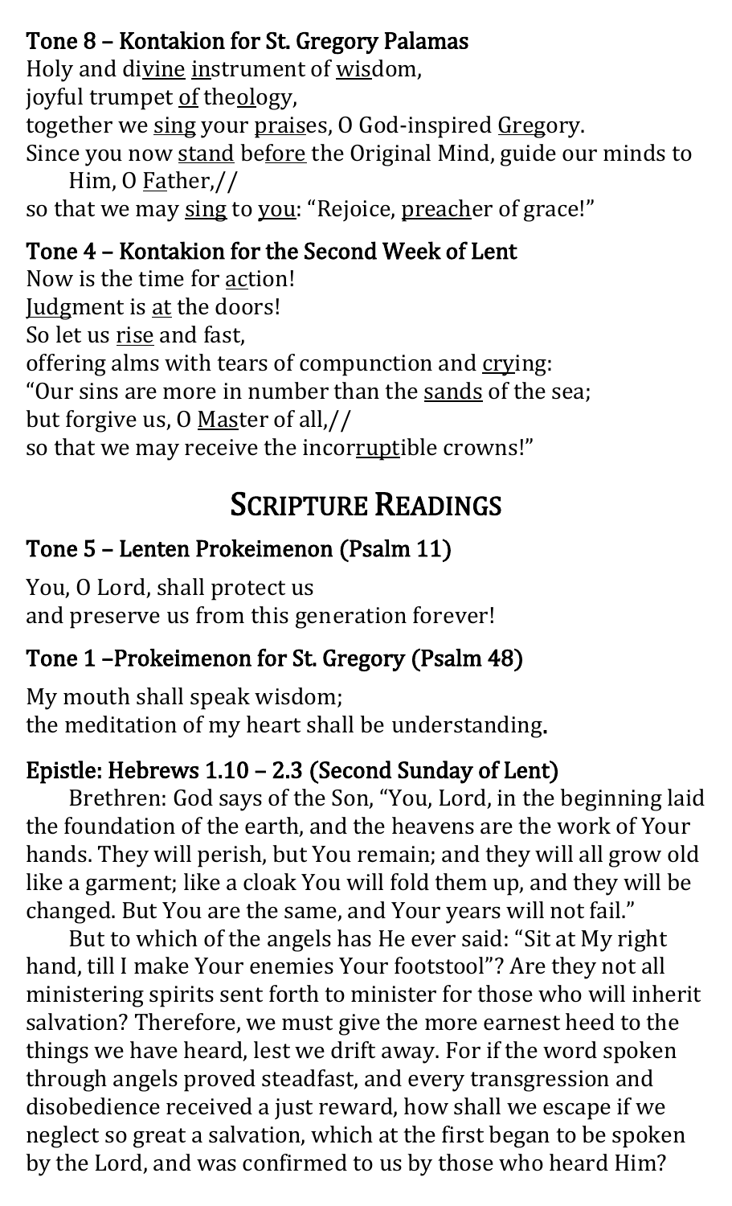### Tone 8 – Kontakion for St. Gregory Palamas

Holy and divine instrument of wisdom,
joyful trumpet of theology,
together we sing your praises, O God-inspired Gregory.
Since you now stand before the Original Mind, guide our minds to Him, O Father,//
so that we may sing to you: "Rejoice, preacher of grace!"

### Tone 4 – Kontakion for the Second Week of Lent

Now is the time for action!
Judgment is at the doors!
So let us rise and fast,
offering alms with tears of compunction and crying:
"Our sins are more in number than the sands of the sea;
but forgive us, O Master of all,//
so that we may receive the incorruptible crowns!"

## Scripture Readings

### Tone 5 – Lenten Prokeimenon (Psalm 11)

You, O Lord, shall protect us
and preserve us from this generation forever!

### Tone 1 –Prokeimenon for St. Gregory (Psalm 48)

My mouth shall speak wisdom;
the meditation of my heart shall be understanding.

### Epistle: Hebrews 1.10 – 2.3 (Second Sunday of Lent)

Brethren: God says of the Son, "You, Lord, in the beginning laid the foundation of the earth, and the heavens are the work of Your hands. They will perish, but You remain; and they will all grow old like a garment; like a cloak You will fold them up, and they will be changed. But You are the same, and Your years will not fail."

But to which of the angels has He ever said: "Sit at My right hand, till I make Your enemies Your footstool"? Are they not all ministering spirits sent forth to minister for those who will inherit salvation? Therefore, we must give the more earnest heed to the things we have heard, lest we drift away. For if the word spoken through angels proved steadfast, and every transgression and disobedience received a just reward, how shall we escape if we neglect so great a salvation, which at the first began to be spoken by the Lord, and was confirmed to us by those who heard Him?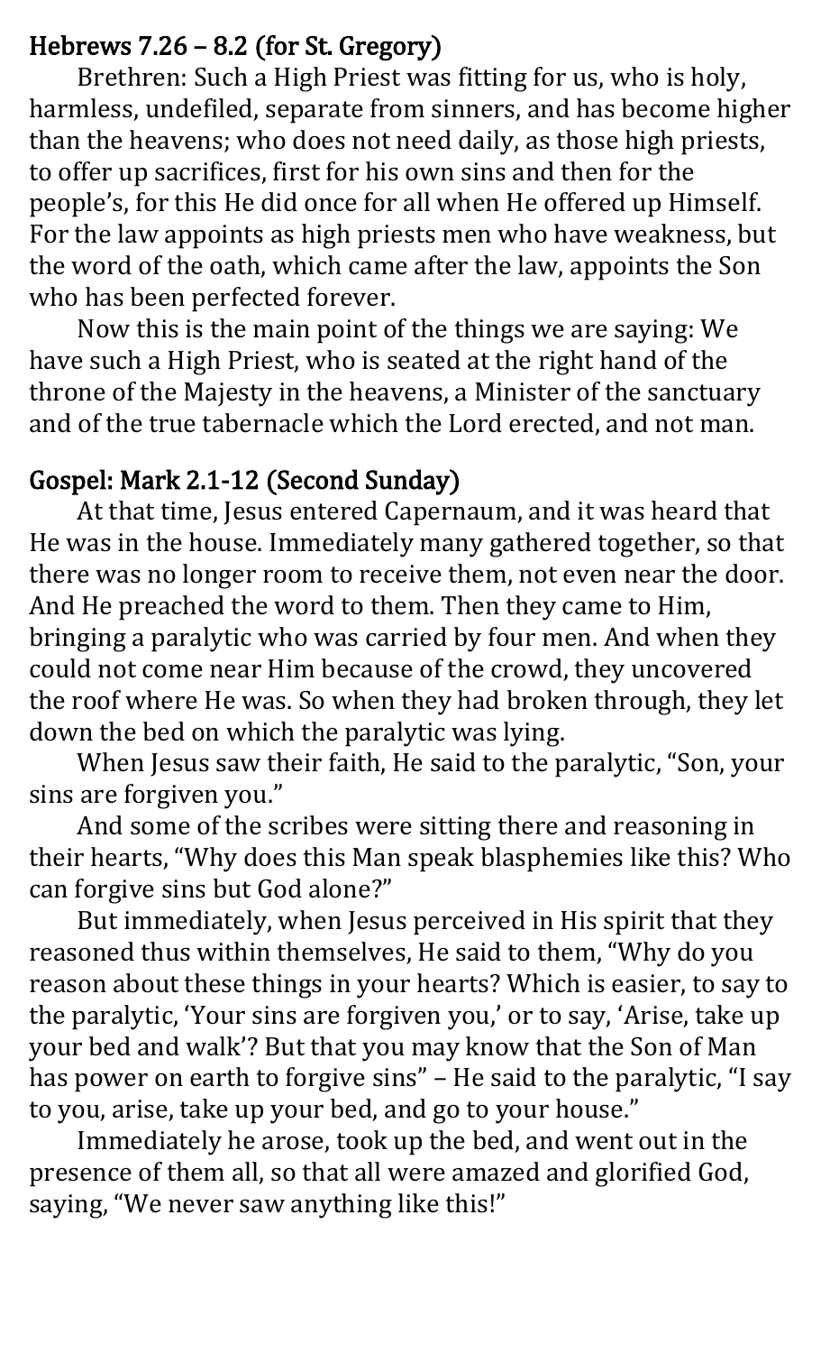## Hebrews 7.26 – 8.2 (for St. Gregory)

Brethren: Such a High Priest was fitting for us, who is holy, harmless, undefiled, separate from sinners, and has become higher than the heavens; who does not need daily, as those high priests, to offer up sacrifices, first for his own sins and then for the people's, for this He did once for all when He offered up Himself. For the law appoints as high priests men who have weakness, but the word of the oath, which came after the law, appoints the Son who has been perfected forever.

Now this is the main point of the things we are saying: We have such a High Priest, who is seated at the right hand of the throne of the Majesty in the heavens, a Minister of the sanctuary and of the true tabernacle which the Lord erected, and not man.

## Gospel: Mark 2.1-12 (Second Sunday)

At that time, Jesus entered Capernaum, and it was heard that He was in the house. Immediately many gathered together, so that there was no longer room to receive them, not even near the door. And He preached the word to them. Then they came to Him, bringing a paralytic who was carried by four men. And when they could not come near Him because of the crowd, they uncovered the roof where He was. So when they had broken through, they let down the bed on which the paralytic was lying.

When Jesus saw their faith, He said to the paralytic, "Son, your sins are forgiven you."

And some of the scribes were sitting there and reasoning in their hearts, "Why does this Man speak blasphemies like this? Who can forgive sins but God alone?"

But immediately, when Jesus perceived in His spirit that they reasoned thus within themselves, He said to them, "Why do you reason about these things in your hearts? Which is easier, to say to the paralytic, 'Your sins are forgiven you,' or to say, 'Arise, take up your bed and walk'? But that you may know that the Son of Man has power on earth to forgive sins" – He said to the paralytic, "I say to you, arise, take up your bed, and go to your house."

Immediately he arose, took up the bed, and went out in the presence of them all, so that all were amazed and glorified God, saying, "We never saw anything like this!"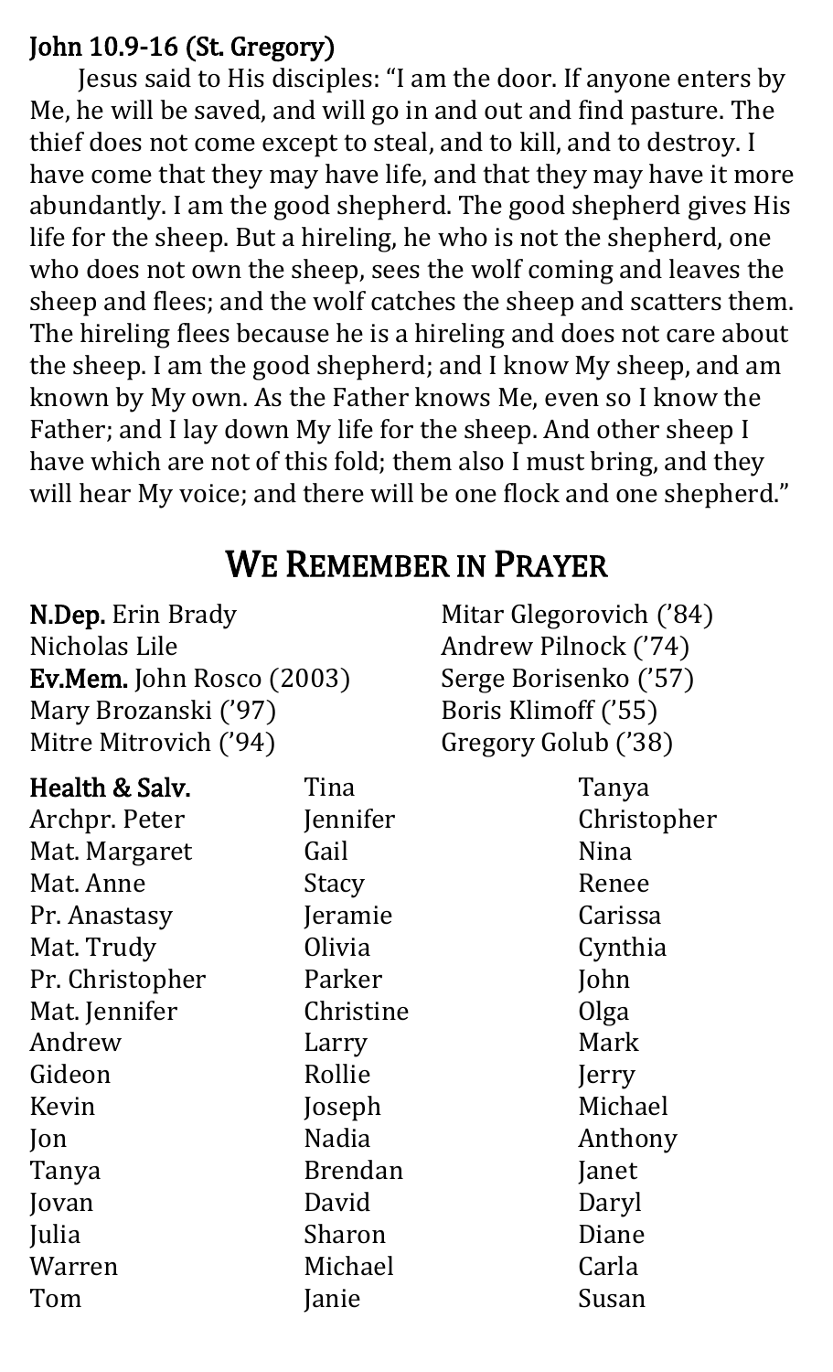**John 10.9-16 (St. Gregory)**

Jesus said to His disciples: "I am the door. If anyone enters by Me, he will be saved, and will go in and out and find pasture. The thief does not come except to steal, and to kill, and to destroy. I have come that they may have life, and that they may have it more abundantly. I am the good shepherd. The good shepherd gives His life for the sheep. But a hireling, he who is not the shepherd, one who does not own the sheep, sees the wolf coming and leaves the sheep and flees; and the wolf catches the sheep and scatters them. The hireling flees because he is a hireling and does not care about the sheep. I am the good shepherd; and I know My sheep, and am known by My own. As the Father knows Me, even so I know the Father; and I lay down My life for the sheep. And other sheep I have which are not of this fold; them also I must bring, and they will hear My voice; and there will be one flock and one shepherd."

## We Remember in Prayer

**N.Dep.** Erin Brady
Nicholas Lile
**Ev.Mem.** John Rosco (2003)
Mary Brozanski ('97)
Mitre Mitrovich ('94)
Mitar Glegorovich ('84)
Andrew Pilnock ('74)
Serge Borisenko ('57)
Boris Klimoff ('55)
Gregory Golub ('38)

**Health & Salv.**
Archpr. Peter
Mat. Margaret
Mat. Anne
Pr. Anastasy
Mat. Trudy
Pr. Christopher
Mat. Jennifer
Andrew
Gideon
Kevin
Jon
Tanya
Jovan
Julia
Warren
Tom
Tina
Jennifer
Gail
Stacy
Jeramie
Olivia
Parker
Christine
Larry
Rollie
Joseph
Nadia
Brendan
David
Sharon
Michael
Janie
Tanya
Christopher
Nina
Renee
Carissa
Cynthia
John
Olga
Mark
Jerry
Michael
Anthony
Janet
Daryl
Diane
Carla
Susan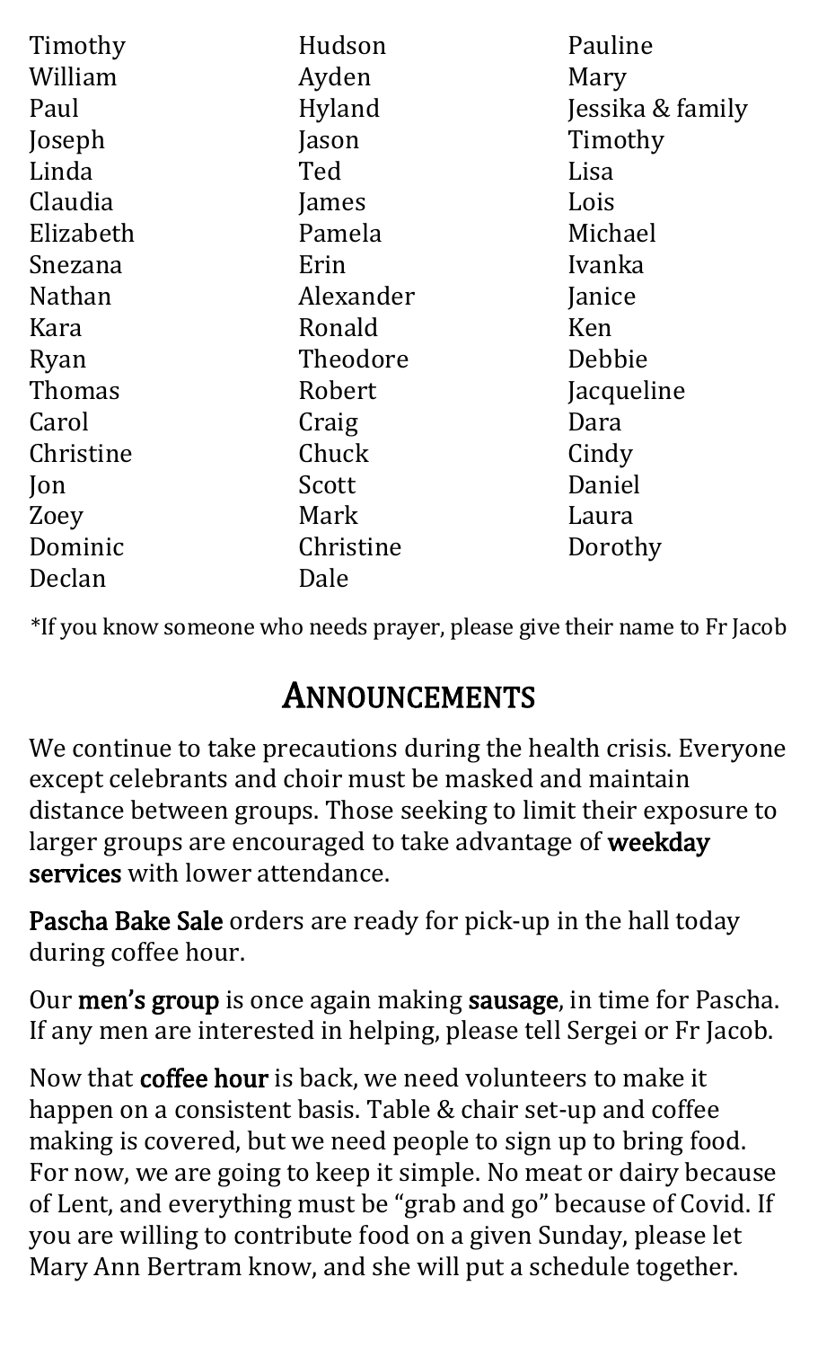Timothy
William
Paul
Joseph
Linda
Claudia
Elizabeth
Snezana
Nathan
Kara
Ryan
Thomas
Carol
Christine
Jon
Zoey
Dominic
Declan
Hudson
Ayden
Hyland
Jason
Ted
James
Pamela
Erin
Alexander
Ronald
Theodore
Robert
Craig
Chuck
Scott
Mark
Christine
Dale
Pauline
Mary
Jessika & family
Timothy
Lisa
Lois
Michael
Ivanka
Janice
Ken
Debbie
Jacqueline
Dara
Cindy
Daniel
Laura
Dorothy

*If you know someone who needs prayer, please give their name to Fr Jacob

# ANNOUNCEMENTS

We continue to take precautions during the health crisis. Everyone except celebrants and choir must be masked and maintain distance between groups. Those seeking to limit their exposure to larger groups are encouraged to take advantage of **weekday services** with lower attendance.

**Pascha Bake Sale** orders are ready for pick-up in the hall today during coffee hour.

Our **men's group** is once again making **sausage**, in time for Pascha. If any men are interested in helping, please tell Sergei or Fr Jacob.

Now that **coffee hour** is back, we need volunteers to make it happen on a consistent basis. Table & chair set-up and coffee making is covered, but we need people to sign up to bring food. For now, we are going to keep it simple. No meat or dairy because of Lent, and everything must be "grab and go" because of Covid. If you are willing to contribute food on a given Sunday, please let Mary Ann Bertram know, and she will put a schedule together.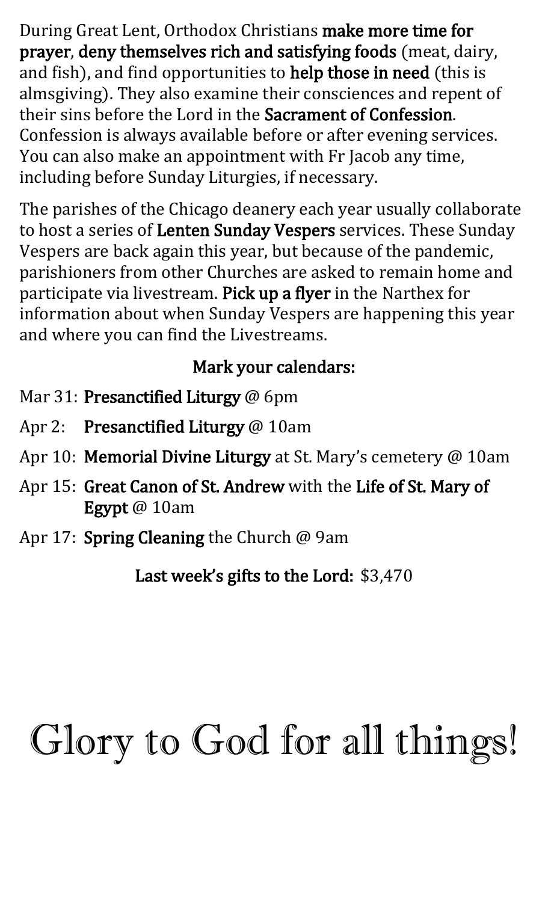During Great Lent, Orthodox Christians **make more time for prayer**, **deny themselves rich and satisfying foods** (meat, dairy, and fish), and find opportunities to **help those in need** (this is almsgiving). They also examine their consciences and repent of their sins before the Lord in the **Sacrament of Confession**. Confession is always available before or after evening services. You can also make an appointment with Fr Jacob any time, including before Sunday Liturgies, if necessary.

The parishes of the Chicago deanery each year usually collaborate to host a series of **Lenten Sunday Vespers** services. These Sunday Vespers are back again this year, but because of the pandemic, parishioners from other Churches are asked to remain home and participate via livestream. **Pick up a flyer** in the Narthex for information about when Sunday Vespers are happening this year and where you can find the Livestreams.

**Mark your calendars:**

- Mar 31: **Presanctified Liturgy** @ 6pm
- Apr 2: **Presanctified Liturgy** @ 10am
- Apr 10: **Memorial Divine Liturgy** at St. Mary's cemetery @ 10am
- Apr 15: **Great Canon of St. Andrew** with the **Life of St. Mary of Egypt** @ 10am
- Apr 17: **Spring Cleaning** the Church @ 9am

**Last week's gifts to the Lord:** $3,470

# Glory to God for all things!